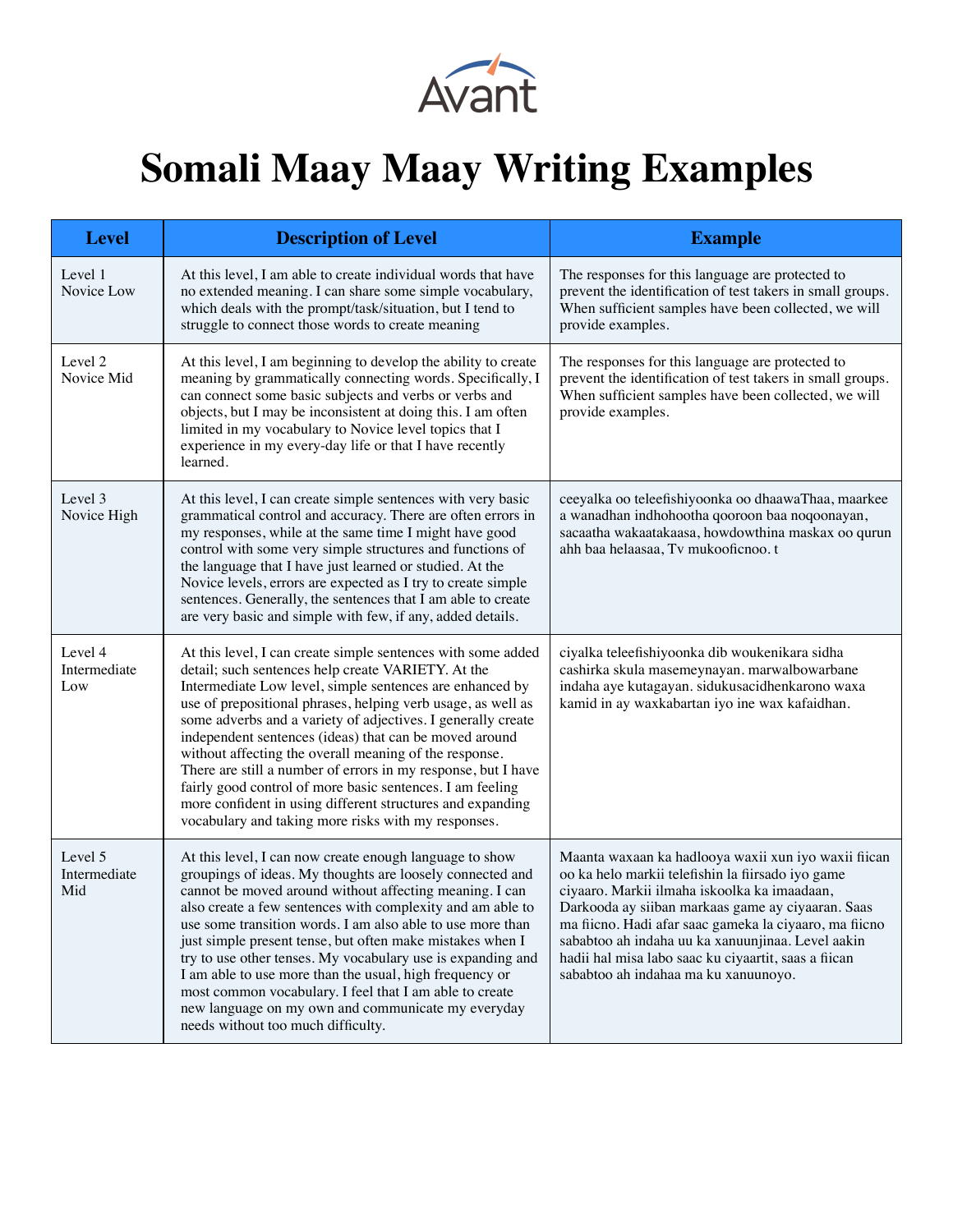Avant

# Somali Maay Maay Writing Examples

| Level | Description of Level | Example |
|---|---|---|
| Level 1 Novice Low | At this level, I am able to create individual words that have no extended meaning. I can share some simple vocabulary, which deals with the prompt/task/situation, but I tend to struggle to connect those words to create meaning | The responses for this language are protected to prevent the identification of test takers in small groups. When sufficient samples have been collected, we will provide examples. |
| Level 2 Novice Mid | At this level, I am beginning to develop the ability to create meaning by grammatically connecting words. Specifically, I can connect some basic subjects and verbs or verbs and objects, but I may be inconsistent at doing this. I am often limited in my vocabulary to Novice level topics that I experience in my every-day life or that I have recently learned. | The responses for this language are protected to prevent the identification of test takers in small groups. When sufficient samples have been collected, we will provide examples. |
| Level 3 Novice High | At this level, I can create simple sentences with very basic grammatical control and accuracy. There are often errors in my responses, while at the same time I might have good control with some very simple structures and functions of the language that I have just learned or studied. At the Novice levels, errors are expected as I try to create simple sentences. Generally, the sentences that I am able to create are very basic and simple with few, if any, added details. | ceeyalka oo teleefishiyoonka oo dhaawaThaa, maarkee a wanadhan indhohootha qooroon baa noqoonayan, sacaatha wakaatakaasa, howdowthina maskax oo qurun ahh baa helaasaa, Tv mukooficnoo. t |
| Level 4 Intermediate Low | At this level, I can create simple sentences with some added detail; such sentences help create VARIETY. At the Intermediate Low level, simple sentences are enhanced by use of prepositional phrases, helping verb usage, as well as some adverbs and a variety of adjectives. I generally create independent sentences (ideas) that can be moved around without affecting the overall meaning of the response. There are still a number of errors in my response, but I have fairly good control of more basic sentences. I am feeling more confident in using different structures and expanding vocabulary and taking more risks with my responses. | ciyalka teleefishiyoonka dib woukenikara sidha cashirka skula masemeynayan. marwalbowarbane indaha aye kutagayan. sidukusacidhenkarono waxa kamid in ay waxkabartan iyo ine wax kafaidhan. |
| Level 5 Intermediate Mid | At this level, I can now create enough language to show groupings of ideas. My thoughts are loosely connected and cannot be moved around without affecting meaning. I can also create a few sentences with complexity and am able to use some transition words. I am also able to use more than just simple present tense, but often make mistakes when I try to use other tenses. My vocabulary use is expanding and I am able to use more than the usual, high frequency or most common vocabulary. I feel that I am able to create new language on my own and communicate my everyday needs without too much difficulty. | Maanta waxaan ka hadlooya waxii xun iyo waxii fiican oo ka helo markii telefishin la fiirsado iyo game ciyaaro. Markii ilmaha iskoolka ka imaadaan, Darkooda ay siiban markaas game ay ciyaaran. Saas ma fiicno. Hadi afar saac gameka la ciyaaro, ma fiicno sababtoo ah indaha uu ka xanuunjinaa. Level aakin hadii hal misa labo saac ku ciyaartit, saas a fiican sababtoo ah indahaa ma ku xanuunoyo. |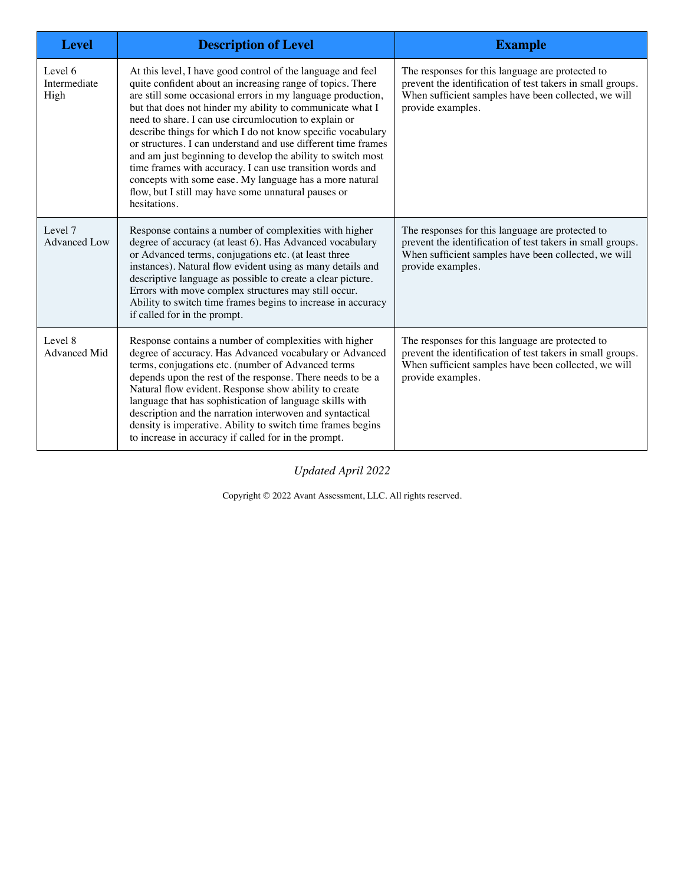| Level | Description of Level | Example |
| --- | --- | --- |
| Level 6 Intermediate High | At this level, I have good control of the language and feel quite confident about an increasing range of topics. There are still some occasional errors in my language production, but that does not hinder my ability to communicate what I need to share. I can use circumlocution to explain or describe things for which I do not know specific vocabulary or structures. I can understand and use different time frames and am just beginning to develop the ability to switch most time frames with accuracy. I can use transition words and concepts with some ease. My language has a more natural flow, but I still may have some unnatural pauses or hesitations. | The responses for this language are protected to prevent the identification of test takers in small groups. When sufficient samples have been collected, we will provide examples. |
| Level 7 Advanced Low | Response contains a number of complexities with higher degree of accuracy (at least 6). Has Advanced vocabulary or Advanced terms, conjugations etc. (at least three instances). Natural flow evident using as many details and descriptive language as possible to create a clear picture. Errors with move complex structures may still occur. Ability to switch time frames begins to increase in accuracy if called for in the prompt. | The responses for this language are protected to prevent the identification of test takers in small groups. When sufficient samples have been collected, we will provide examples. |
| Level 8 Advanced Mid | Response contains a number of complexities with higher degree of accuracy. Has Advanced vocabulary or Advanced terms, conjugations etc. (number of Advanced terms depends upon the rest of the response. There needs to be a Natural flow evident. Response show ability to create language that has sophistication of language skills with description and the narration interwoven and syntactical density is imperative. Ability to switch time frames begins to increase in accuracy if called for in the prompt. | The responses for this language are protected to prevent the identification of test takers in small groups. When sufficient samples have been collected, we will provide examples. |

*Updated April 2022*

Copyright © 2022 Avant Assessment, LLC. All rights reserved.